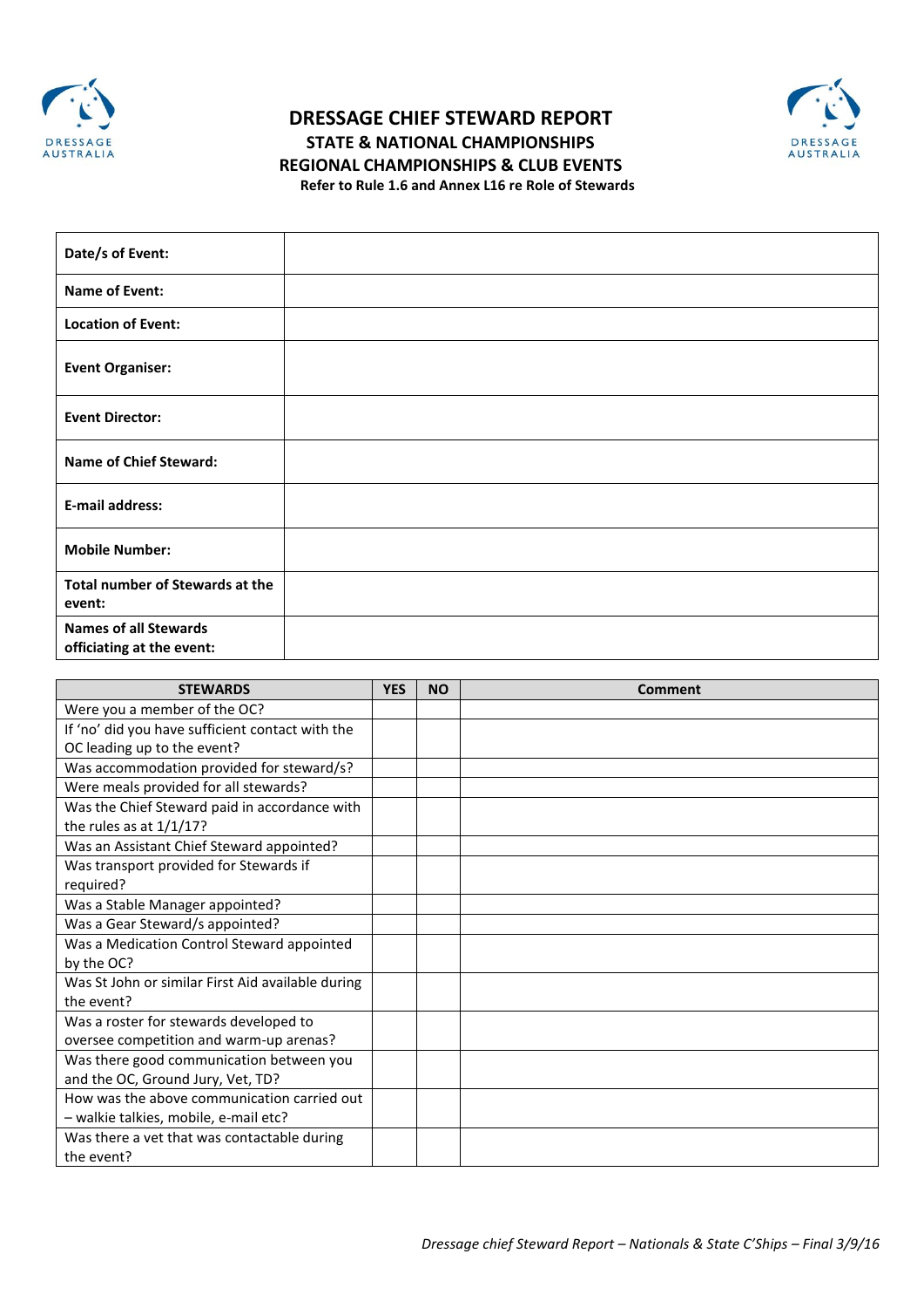# DRESSAGE CHIEF STEWARD REPORT

## STATE & NATIONAL CHAMPIONSHIPS
## REGIONAL CHAMPIONSHIPS & CLUB EVENTS

**Refer to Rule 1.6 and Annex L16 re Role of Stewards**

| | |
|---|---|
| **Date/s of Event:** | |
| **Name of Event:** | |
| **Location of Event:** | |
| **Event Organiser:** | |
| **Event Director:** | |
| **Name of Chief Steward:** | |
| **E-mail address:** | |
| **Mobile Number:** | |
| **Total number of Stewards at the event:** | |
| **Names of all Stewards officiating at the event:** | |

| STEWARDS | YES | NO | Comment |
|---|---|---|---|
| Were you a member of the OC? | | | |
| If 'no' did you have sufficient contact with the OC leading up to the event? | | | |
| Was accommodation provided for steward/s? | | | |
| Were meals provided for all stewards? | | | |
| Was the Chief Steward paid in accordance with the rules as at 1/1/17? | | | |
| Was an Assistant Chief Steward appointed? | | | |
| Was transport provided for Stewards if required? | | | |
| Was a Stable Manager appointed? | | | |
| Was a Gear Steward/s appointed? | | | |
| Was a Medication Control Steward appointed by the OC? | | | |
| Was St John or similar First Aid available during the event? | | | |
| Was a roster for stewards developed to oversee competition and warm-up arenas? | | | |
| Was there good communication between you and the OC, Ground Jury, Vet, TD? | | | |
| How was the above communication carried out – walkie talkies, mobile, e-mail etc? | | | |
| Was there a vet that was contactable during the event? | | | |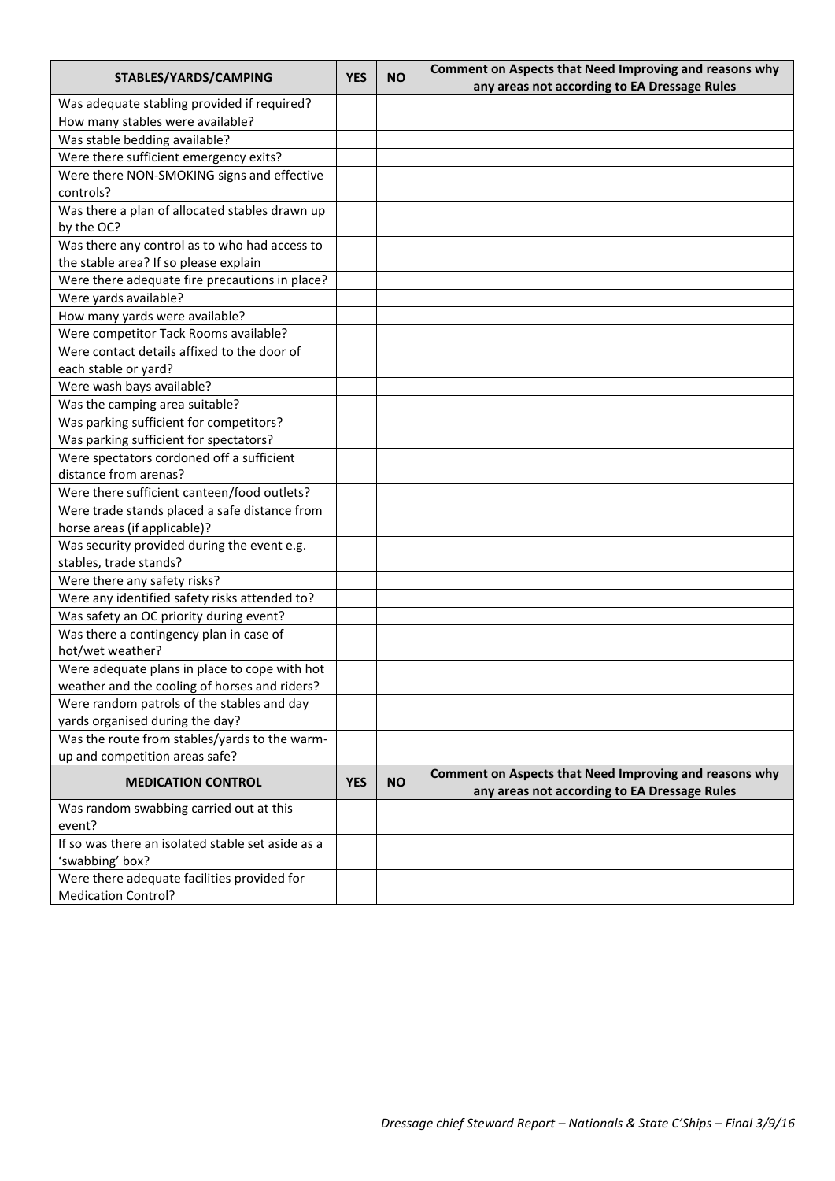| STABLES/YARDS/CAMPING | YES | NO | Comment on Aspects that Need Improving and reasons why any areas not according to EA Dressage Rules |
|---|---|---|---|
| Was adequate stabling provided if required? | | | |
| How many stables were available? | | | |
| Was stable bedding available? | | | |
| Were there sufficient emergency exits? | | | |
| Were there NON-SMOKING signs and effective controls? | | | |
| Was there a plan of allocated stables drawn up by the OC? | | | |
| Was there any control as to who had access to the stable area? If so please explain | | | |
| Were there adequate fire precautions in place? | | | |
| Were yards available? | | | |
| How many yards were available? | | | |
| Were competitor Tack Rooms available? | | | |
| Were contact details affixed to the door of each stable or yard? | | | |
| Were wash bays available? | | | |
| Was the camping area suitable? | | | |
| Was parking sufficient for competitors? | | | |
| Was parking sufficient for spectators? | | | |
| Were spectators cordoned off a sufficient distance from arenas? | | | |
| Were there sufficient canteen/food outlets? | | | |
| Were trade stands placed a safe distance from horse areas (if applicable)? | | | |
| Was security provided during the event e.g. stables, trade stands? | | | |
| Were there any safety risks? | | | |
| Were any identified safety risks attended to? | | | |
| Was safety an OC priority during event? | | | |
| Was there a contingency plan in case of hot/wet weather? | | | |
| Were adequate plans in place to cope with hot weather and the cooling of horses and riders? | | | |
| Were random patrols of the stables and day yards organised during the day? | | | |
| Was the route from stables/yards to the warm-up and competition areas safe? | | | |
| **MEDICATION CONTROL** | **YES** | **NO** | **Comment on Aspects that Need Improving and reasons why any areas not according to EA Dressage Rules** |
| Was random swabbing carried out at this event? | | | |
| If so was there an isolated stable set aside as a 'swabbing' box? | | | |
| Were there adequate facilities provided for Medication Control? | | | |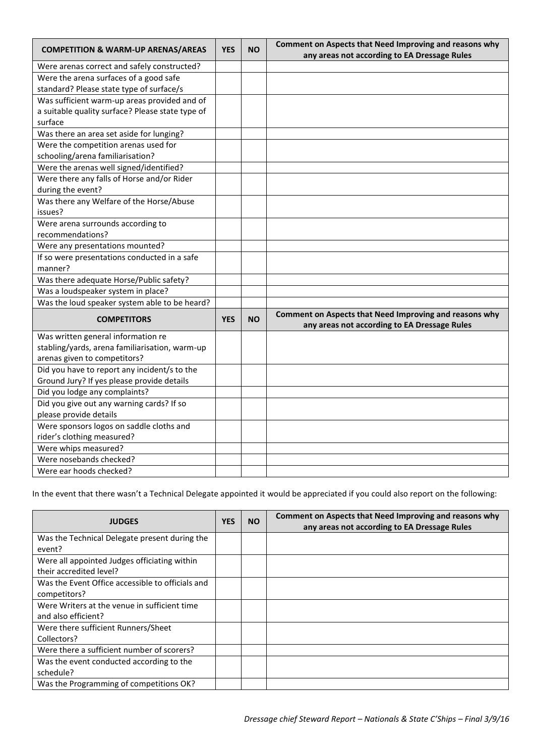| COMPETITION & WARM-UP ARENAS/AREAS | YES | NO | Comment on Aspects that Need Improving and reasons why any areas not according to EA Dressage Rules |
|---|---|---|---|
| Were arenas correct and safely constructed? | | | |
| Were the arena surfaces of a good safe standard? Please state type of surface/s | | | |
| Was sufficient warm-up areas provided and of a suitable quality surface? Please state type of surface | | | |
| Was there an area set aside for lunging? | | | |
| Were the competition arenas used for schooling/arena familiarisation? | | | |
| Were the arenas well signed/identified? | | | |
| Were there any falls of Horse and/or Rider during the event? | | | |
| Was there any Welfare of the Horse/Abuse issues? | | | |
| Were arena surrounds according to recommendations? | | | |
| Were any presentations mounted? | | | |
| If so were presentations conducted in a safe manner? | | | |
| Was there adequate Horse/Public safety? | | | |
| Was a loudspeaker system in place? | | | |
| Was the loud speaker system able to be heard? | | | |
| **COMPETITORS** | **YES** | **NO** | **Comment on Aspects that Need Improving and reasons why any areas not according to EA Dressage Rules** |
| Was written general information re stabling/yards, arena familiarisation, warm-up arenas given to competitors? | | | |
| Did you have to report any incident/s to the Ground Jury? If yes please provide details | | | |
| Did you lodge any complaints? | | | |
| Did you give out any warning cards? If so please provide details | | | |
| Were sponsors logos on saddle cloths and rider's clothing measured? | | | |
| Were whips measured? | | | |
| Were nosebands checked? | | | |
| Were ear hoods checked? | | | |

In the event that there wasn't a Technical Delegate appointed it would be appreciated if you could also report on the following:

| JUDGES | YES | NO | Comment on Aspects that Need Improving and reasons why any areas not according to EA Dressage Rules |
|---|---|---|---|
| Was the Technical Delegate present during the event? | | | |
| Were all appointed Judges officiating within their accredited level? | | | |
| Was the Event Office accessible to officials and competitors? | | | |
| Were Writers at the venue in sufficient time and also efficient? | | | |
| Were there sufficient Runners/Sheet Collectors? | | | |
| Were there a sufficient number of scorers? | | | |
| Was the event conducted according to the schedule? | | | |
| Was the Programming of competitions OK? | | | |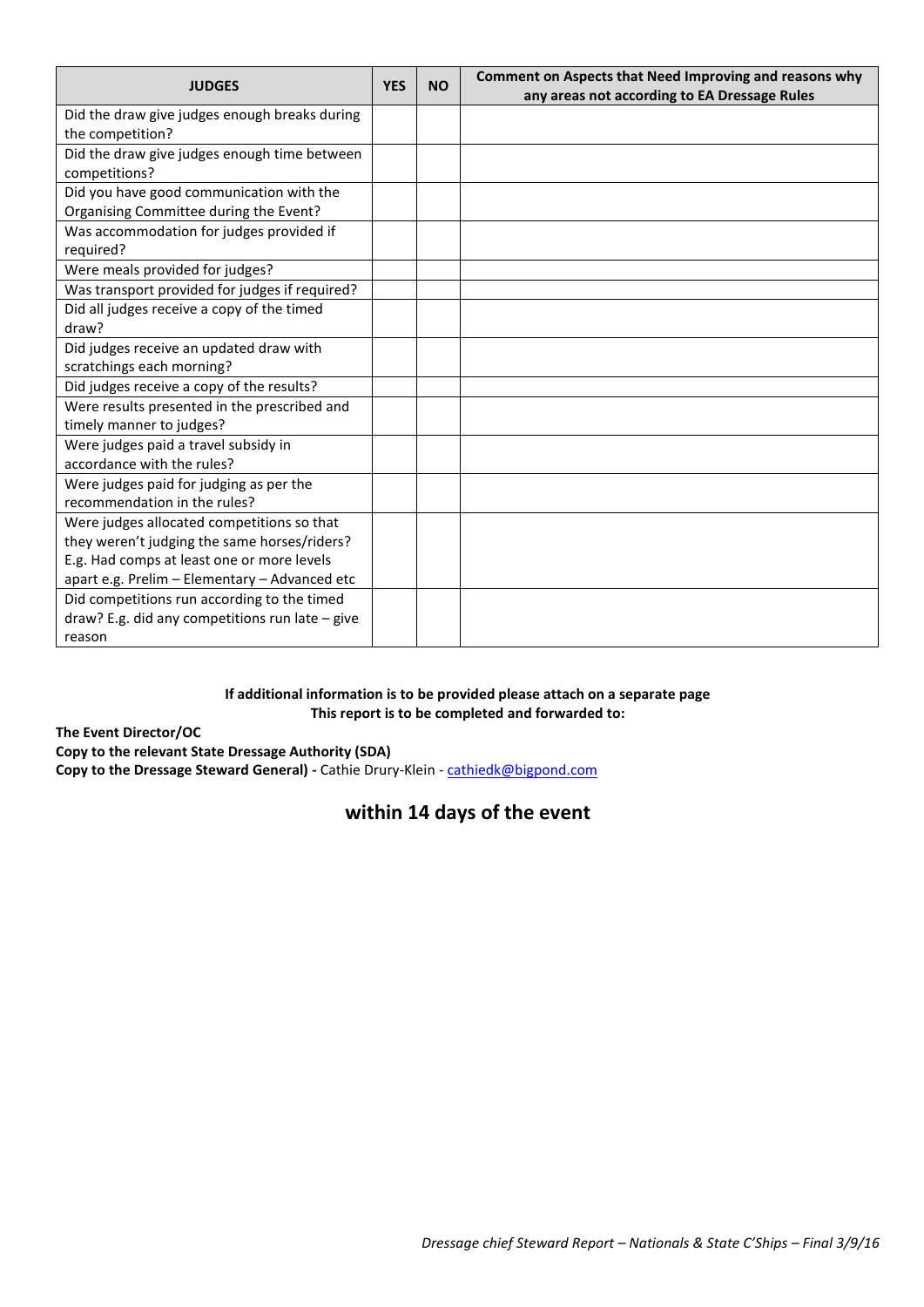| JUDGES | YES | NO | Comment on Aspects that Need Improving and reasons why any areas not according to EA Dressage Rules |
|---|---|---|---|
| Did the draw give judges enough breaks during the competition? | | | |
| Did the draw give judges enough time between competitions? | | | |
| Did you have good communication with the Organising Committee during the Event? | | | |
| Was accommodation for judges provided if required? | | | |
| Were meals provided for judges? | | | |
| Was transport provided for judges if required? | | | |
| Did all judges receive a copy of the timed draw? | | | |
| Did judges receive an updated draw with scratchings each morning? | | | |
| Did judges receive a copy of the results? | | | |
| Were results presented in the prescribed and timely manner to judges? | | | |
| Were judges paid a travel subsidy in accordance with the rules? | | | |
| Were judges paid for judging as per the recommendation in the rules? | | | |
| Were judges allocated competitions so that they weren't judging the same horses/riders? E.g. Had comps at least one or more levels apart e.g. Prelim – Elementary – Advanced etc | | | |
| Did competitions run according to the timed draw? E.g. did any competitions run late – give reason | | | |

**If additional information is to be provided please attach on a separate page**
**This report is to be completed and forwarded to:**

**The Event Director/OC**
**Copy to the relevant State Dressage Authority (SDA)**
**Copy to the Dressage Steward General) -** Cathie Drury-Klein - cathiedk@bigpond.com

## within 14 days of the event